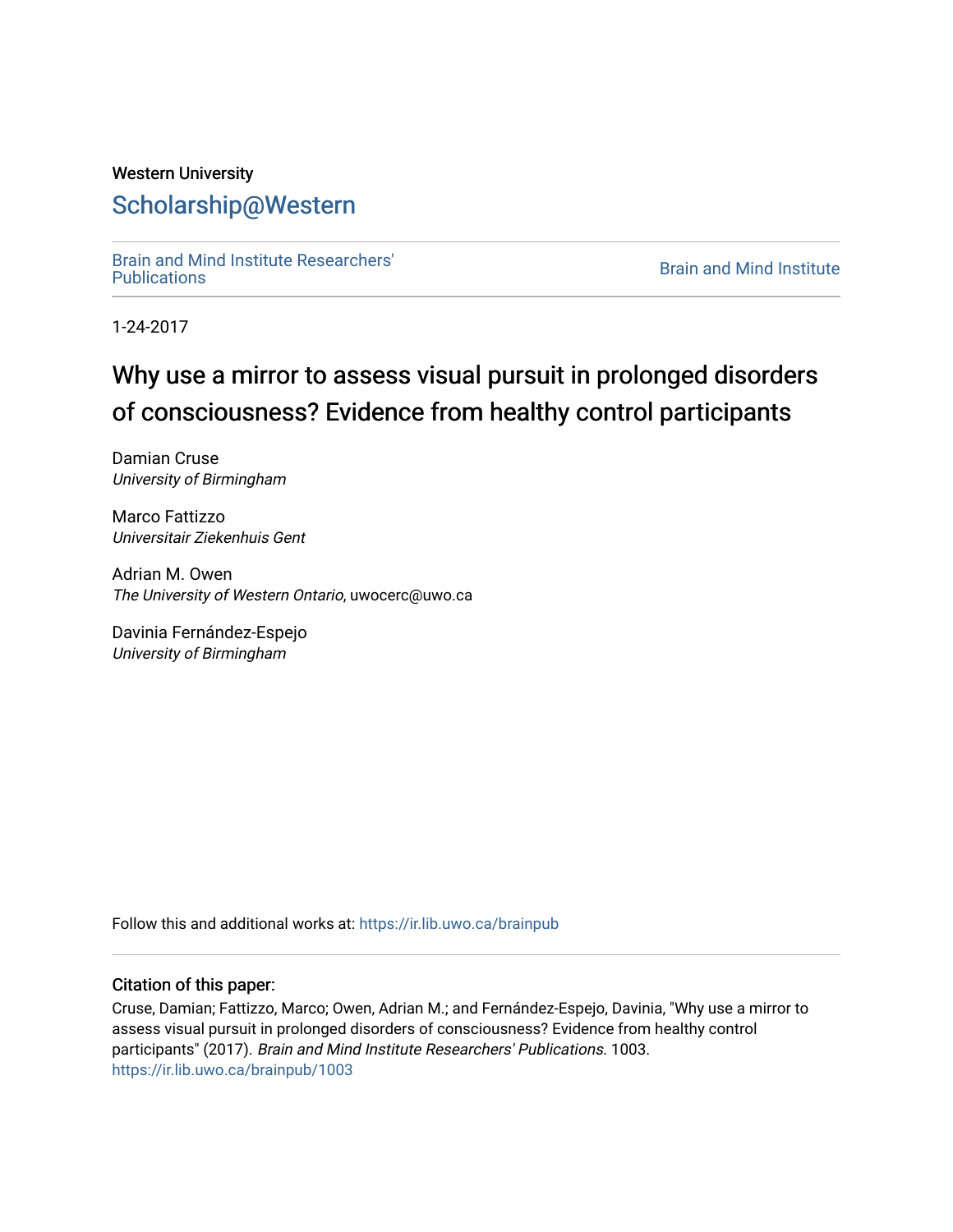Western University

# Scholarship@Western

Brain and Mind Institute Researchers' Publications

Brain and Mind Institute

1-24-2017

# Why use a mirror to assess visual pursuit in prolonged disorders of consciousness? Evidence from healthy control participants

Damian Cruse
*University of Birmingham*

Marco Fattizzo
*Universitair Ziekenhuis Gent*

Adrian M. Owen
*The University of Western Ontario*, uwocerc@uwo.ca

Davinia Fernández-Espejo
*University of Birmingham*

Follow this and additional works at: https://ir.lib.uwo.ca/brainpub

### Citation of this paper:

Cruse, Damian; Fattizzo, Marco; Owen, Adrian M.; and Fernández-Espejo, Davinia, "Why use a mirror to assess visual pursuit in prolonged disorders of consciousness? Evidence from healthy control participants" (2017). *Brain and Mind Institute Researchers' Publications*. 1003.
https://ir.lib.uwo.ca/brainpub/1003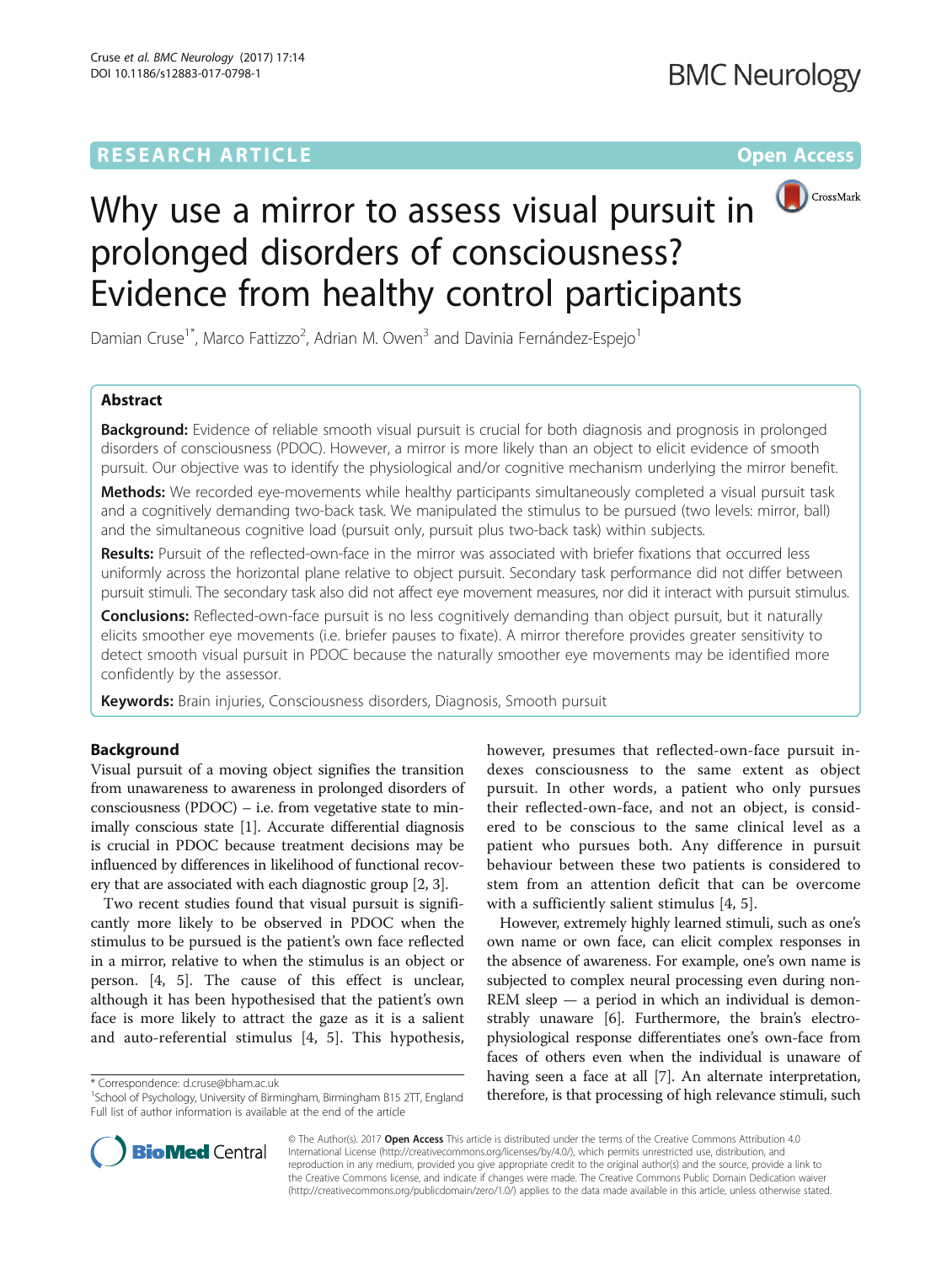# Why use a mirror to assess visual pursuit in prolonged disorders of consciousness? Evidence from healthy control participants

Damian Cruse[1*], Marco Fattizzo[2], Adrian M. Owen[3] and Davinia Fernández-Espejo[1]

## Abstract

**Background:** Evidence of reliable smooth visual pursuit is crucial for both diagnosis and prognosis in prolonged disorders of consciousness (PDOC). However, a mirror is more likely than an object to elicit evidence of smooth pursuit. Our objective was to identify the physiological and/or cognitive mechanism underlying the mirror benefit.

**Methods:** We recorded eye-movements while healthy participants simultaneously completed a visual pursuit task and a cognitively demanding two-back task. We manipulated the stimulus to be pursued (two levels: mirror, ball) and the simultaneous cognitive load (pursuit only, pursuit plus two-back task) within subjects.

**Results:** Pursuit of the reflected-own-face in the mirror was associated with briefer fixations that occurred less uniformly across the horizontal plane relative to object pursuit. Secondary task performance did not differ between pursuit stimuli. The secondary task also did not affect eye movement measures, nor did it interact with pursuit stimulus.

**Conclusions:** Reflected-own-face pursuit is no less cognitively demanding than object pursuit, but it naturally elicits smoother eye movements (i.e. briefer pauses to fixate). A mirror therefore provides greater sensitivity to detect smooth visual pursuit in PDOC because the naturally smoother eye movements may be identified more confidently by the assessor.

**Keywords:** Brain injuries, Consciousness disorders, Diagnosis, Smooth pursuit

## Background

Visual pursuit of a moving object signifies the transition from unawareness to awareness in prolonged disorders of consciousness (PDOC) – i.e. from vegetative state to minimally conscious state [1]. Accurate differential diagnosis is crucial in PDOC because treatment decisions may be influenced by differences in likelihood of functional recovery that are associated with each diagnostic group [2, 3].

Two recent studies found that visual pursuit is significantly more likely to be observed in PDOC when the stimulus to be pursued is the patient's own face reflected in a mirror, relative to when the stimulus is an object or person. [4, 5]. The cause of this effect is unclear, although it has been hypothesised that the patient's own face is more likely to attract the gaze as it is a salient and auto-referential stimulus [4, 5]. This hypothesis, however, presumes that reflected-own-face pursuit indexes consciousness to the same extent as object pursuit. In other words, a patient who only pursues their reflected-own-face, and not an object, is considered to be conscious to the same clinical level as a patient who pursues both. Any difference in pursuit behaviour between these two patients is considered to stem from an attention deficit that can be overcome with a sufficiently salient stimulus [4, 5].

However, extremely highly learned stimuli, such as one's own name or own face, can elicit complex responses in the absence of awareness. For example, one's own name is subjected to complex neural processing even during non-REM sleep — a period in which an individual is demonstrably unaware [6]. Furthermore, the brain's electrophysiological response differentiates one's own-face from faces of others even when the individual is unaware of having seen a face at all [7]. An alternate interpretation, therefore, is that processing of high relevance stimuli, such

\* Correspondence: d.cruse@bham.ac.uk
[1]School of Psychology, University of Birmingham, Birmingham B15 2TT, England
Full list of author information is available at the end of the article

© The Author(s). 2017 **Open Access** This article is distributed under the terms of the Creative Commons Attribution 4.0 International License (http://creativecommons.org/licenses/by/4.0/), which permits unrestricted use, distribution, and reproduction in any medium, provided you give appropriate credit to the original author(s) and the source, provide a link to the Creative Commons license, and indicate if changes were made. The Creative Commons Public Domain Dedication waiver (http://creativecommons.org/publicdomain/zero/1.0/) applies to the data made available in this article, unless otherwise stated.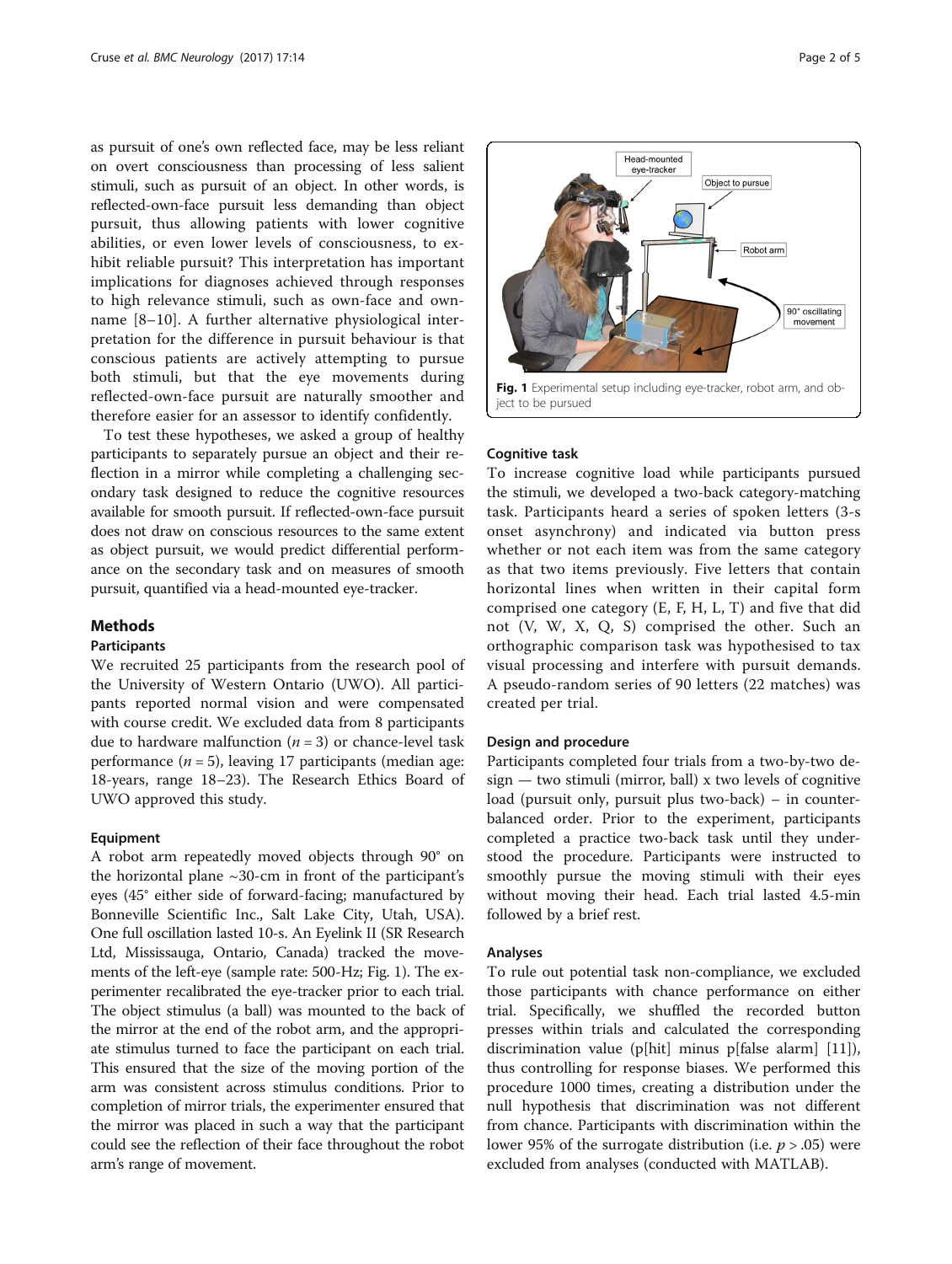as pursuit of one's own reflected face, may be less reliant on overt consciousness than processing of less salient stimuli, such as pursuit of an object. In other words, is reflected-own-face pursuit less demanding than object pursuit, thus allowing patients with lower cognitive abilities, or even lower levels of consciousness, to exhibit reliable pursuit? This interpretation has important implications for diagnoses achieved through responses to high relevance stimuli, such as own-face and own-name [8–10]. A further alternative physiological interpretation for the difference in pursuit behaviour is that conscious patients are actively attempting to pursue both stimuli, but that the eye movements during reflected-own-face pursuit are naturally smoother and therefore easier for an assessor to identify confidently.

To test these hypotheses, we asked a group of healthy participants to separately pursue an object and their reflection in a mirror while completing a challenging secondary task designed to reduce the cognitive resources available for smooth pursuit. If reflected-own-face pursuit does not draw on conscious resources to the same extent as object pursuit, we would predict differential performance on the secondary task and on measures of smooth pursuit, quantified via a head-mounted eye-tracker.

## Methods

### Participants

We recruited 25 participants from the research pool of the University of Western Ontario (UWO). All participants reported normal vision and were compensated with course credit. We excluded data from 8 participants due to hardware malfunction ($n = 3$) or chance-level task performance ($n = 5$), leaving 17 participants (median age: 18-years, range 18–23). The Research Ethics Board of UWO approved this study.

### Equipment

A robot arm repeatedly moved objects through 90° on the horizontal plane ~30-cm in front of the participant's eyes (45° either side of forward-facing; manufactured by Bonneville Scientific Inc., Salt Lake City, Utah, USA). One full oscillation lasted 10-s. An Eyelink II (SR Research Ltd, Mississauga, Ontario, Canada) tracked the movements of the left-eye (sample rate: 500-Hz; Fig. 1). The experimenter recalibrated the eye-tracker prior to each trial. The object stimulus (a ball) was mounted to the back of the mirror at the end of the robot arm, and the appropriate stimulus turned to face the participant on each trial. This ensured that the size of the moving portion of the arm was consistent across stimulus conditions. Prior to completion of mirror trials, the experimenter ensured that the mirror was placed in such a way that the participant could see the reflection of their face throughout the robot arm's range of movement.

**Fig. 1** Experimental setup including eye-tracker, robot arm, and object to be pursued

### Cognitive task

To increase cognitive load while participants pursued the stimuli, we developed a two-back category-matching task. Participants heard a series of spoken letters (3-s onset asynchrony) and indicated via button press whether or not each item was from the same category as that two items previously. Five letters that contain horizontal lines when written in their capital form comprised one category (E, F, H, L, T) and five that did not (V, W, X, Q, S) comprised the other. Such an orthographic comparison task was hypothesised to tax visual processing and interfere with pursuit demands. A pseudo-random series of 90 letters (22 matches) was created per trial.

### Design and procedure

Participants completed four trials from a two-by-two design — two stimuli (mirror, ball) x two levels of cognitive load (pursuit only, pursuit plus two-back) – in counterbalanced order. Prior to the experiment, participants completed a practice two-back task until they understood the procedure. Participants were instructed to smoothly pursue the moving stimuli with their eyes without moving their head. Each trial lasted 4.5-min followed by a brief rest.

### Analyses

To rule out potential task non-compliance, we excluded those participants with chance performance on either trial. Specifically, we shuffled the recorded button presses within trials and calculated the corresponding discrimination value (p[hit] minus p[false alarm] [11]), thus controlling for response biases. We performed this procedure 1000 times, creating a distribution under the null hypothesis that discrimination was not different from chance. Participants with discrimination within the lower 95% of the surrogate distribution (i.e. $p > .05$) were excluded from analyses (conducted with MATLAB).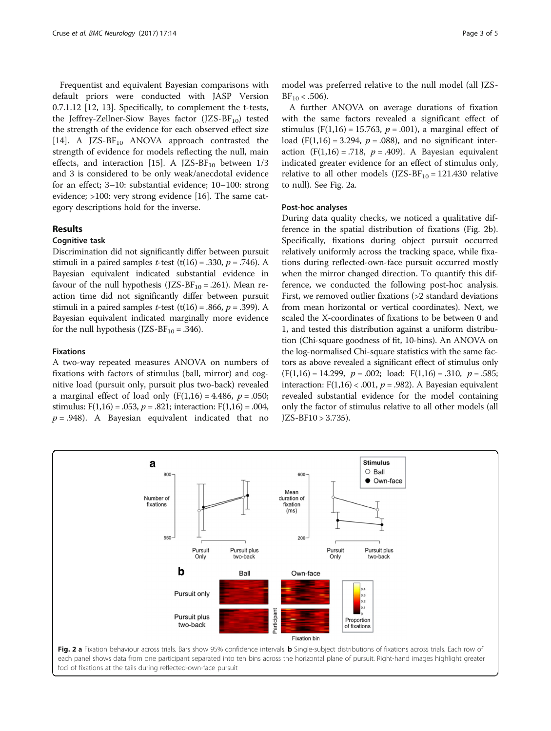Frequentist and equivalent Bayesian comparisons with default priors were conducted with JASP Version 0.7.1.12 [12, 13]. Specifically, to complement the t-tests, the Jeffrey-Zellner-Siow Bayes factor (JZS-$BF_{10}$) tested the strength of the evidence for each observed effect size [14]. A JZS-$BF_{10}$ ANOVA approach contrasted the strength of evidence for models reflecting the null, main effects, and interaction [15]. A JZS-$BF_{10}$ between 1/3 and 3 is considered to be only weak/anecdotal evidence for an effect; 3–10: substantial evidence; 10–100: strong evidence; >100: very strong evidence [16]. The same category descriptions hold for the inverse.

## Results

### Cognitive task

Discrimination did not significantly differ between pursuit stimuli in a paired samples *t*-test ($t(16) = .330$, $p = .746$). A Bayesian equivalent indicated substantial evidence in favour of the null hypothesis (JZS-$BF_{10} = .261$). Mean reaction time did not significantly differ between pursuit stimuli in a paired samples *t*-test ($t(16) = .866$, $p = .399$). A Bayesian equivalent indicated marginally more evidence for the null hypothesis (JZS-$BF_{10} = .346$).

### Fixations

A two-way repeated measures ANOVA on numbers of fixations with factors of stimulus (ball, mirror) and cognitive load (pursuit only, pursuit plus two-back) revealed a marginal effect of load only ($F(1,16) = 4.486$, $p = .050$; stimulus: $F(1,16) = .053$, $p = .821$; interaction: $F(1,16) = .004$, $p = .948$). A Bayesian equivalent indicated that no model was preferred relative to the null model (all JZS-$BF_{10} < .506$).

A further ANOVA on average durations of fixation with the same factors revealed a significant effect of stimulus ($F(1,16) = 15.763$, $p = .001$), a marginal effect of load ($F(1,16) = 3.294$, $p = .088$), and no significant interaction ($F(1,16) = .718$, $p = .409$). A Bayesian equivalent indicated greater evidence for an effect of stimulus only, relative to all other models (JZS-$BF_{10} = 121.430$ relative to null). See Fig. 2a.

### Post-hoc analyses

During data quality checks, we noticed a qualitative difference in the spatial distribution of fixations (Fig. 2b). Specifically, fixations during object pursuit occurred relatively uniformly across the tracking space, while fixations during reflected-own-face pursuit occurred mostly when the mirror changed direction. To quantify this difference, we conducted the following post-hoc analysis. First, we removed outlier fixations (>2 standard deviations from mean horizontal or vertical coordinates). Next, we scaled the X-coordinates of fixations to be between 0 and 1, and tested this distribution against a uniform distribution (Chi-square goodness of fit, 10-bins). An ANOVA on the log-normalised Chi-square statistics with the same factors as above revealed a significant effect of stimulus only ($F(1,16) = 14.299$, $p = .002$; load: $F(1,16) = .310$, $p = .585$; interaction: $F(1,16) < .001$, $p = .982$). A Bayesian equivalent revealed substantial evidence for the model containing only the factor of stimulus relative to all other models (all JZS-$BF_{10} > 3.735$).

**Fig. 2** **a** Fixation behaviour across trials. Bars show 95% confidence intervals. **b** Single-subject distributions of fixations across trials. Each row of each panel shows data from one participant separated into ten bins across the horizontal plane of pursuit. Right-hand images highlight greater foci of fixations at the tails during reflected-own-face pursuit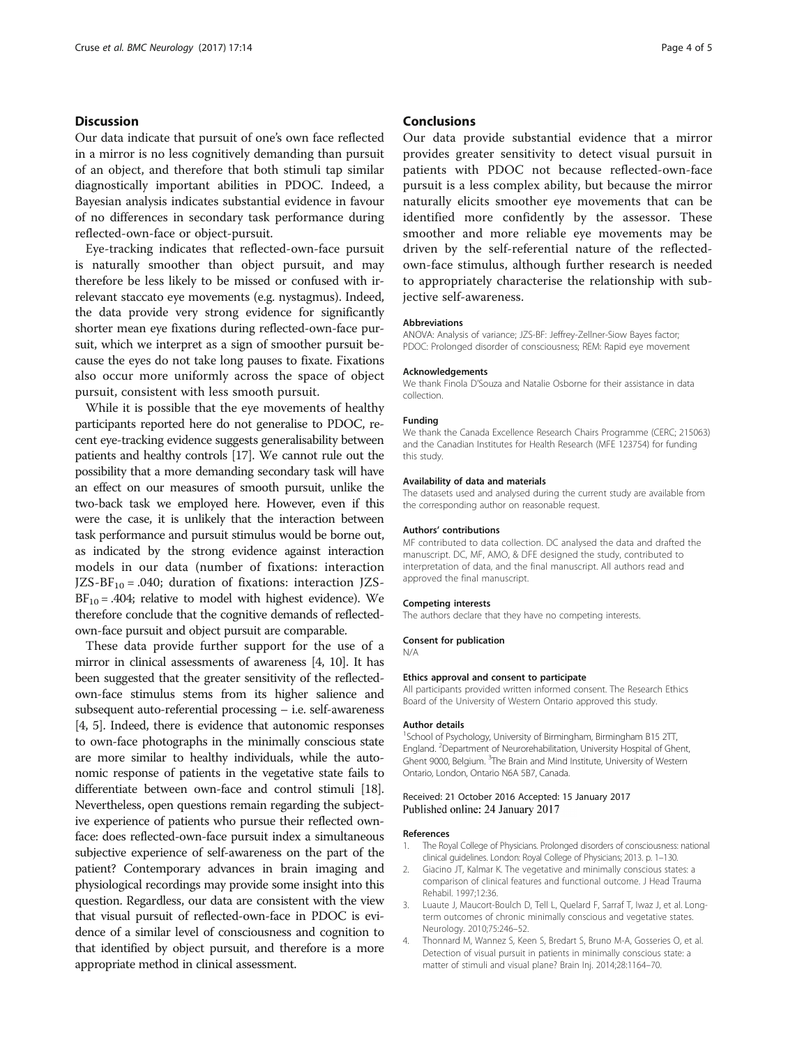## Discussion

Our data indicate that pursuit of one's own face reflected in a mirror is no less cognitively demanding than pursuit of an object, and therefore that both stimuli tap similar diagnostically important abilities in PDOC. Indeed, a Bayesian analysis indicates substantial evidence in favour of no differences in secondary task performance during reflected-own-face or object-pursuit.

Eye-tracking indicates that reflected-own-face pursuit is naturally smoother than object pursuit, and may therefore be less likely to be missed or confused with irrelevant staccato eye movements (e.g. nystagmus). Indeed, the data provide very strong evidence for significantly shorter mean eye fixations during reflected-own-face pursuit, which we interpret as a sign of smoother pursuit because the eyes do not take long pauses to fixate. Fixations also occur more uniformly across the space of object pursuit, consistent with less smooth pursuit.

While it is possible that the eye movements of healthy participants reported here do not generalise to PDOC, recent eye-tracking evidence suggests generalisability between patients and healthy controls [17]. We cannot rule out the possibility that a more demanding secondary task will have an effect on our measures of smooth pursuit, unlike the two-back task we employed here. However, even if this were the case, it is unlikely that the interaction between task performance and pursuit stimulus would be borne out, as indicated by the strong evidence against interaction models in our data (number of fixations: interaction $JZS\text{-}BF_{10} = .040$; duration of fixations: interaction $JZS\text{-}BF_{10} = .404$; relative to model with highest evidence). We therefore conclude that the cognitive demands of reflected-own-face pursuit and object pursuit are comparable.

These data provide further support for the use of a mirror in clinical assessments of awareness [4, 10]. It has been suggested that the greater sensitivity of the reflected-own-face stimulus stems from its higher salience and subsequent auto-referential processing – i.e. self-awareness [4, 5]. Indeed, there is evidence that autonomic responses to own-face photographs in the minimally conscious state are more similar to healthy individuals, while the autonomic response of patients in the vegetative state fails to differentiate between own-face and control stimuli [18]. Nevertheless, open questions remain regarding the subjective experience of patients who pursue their reflected own-face: does reflected-own-face pursuit index a simultaneous subjective experience of self-awareness on the part of the patient? Contemporary advances in brain imaging and physiological recordings may provide some insight into this question. Regardless, our data are consistent with the view that visual pursuit of reflected-own-face in PDOC is evidence of a similar level of consciousness and cognition to that identified by object pursuit, and therefore is a more appropriate method in clinical assessment.

## Conclusions

Our data provide substantial evidence that a mirror provides greater sensitivity to detect visual pursuit in patients with PDOC not because reflected-own-face pursuit is a less complex ability, but because the mirror naturally elicits smoother eye movements that can be identified more confidently by the assessor. These smoother and more reliable eye movements may be driven by the self-referential nature of the reflected-own-face stimulus, although further research is needed to appropriately characterise the relationship with subjective self-awareness.

#### Abbreviations

ANOVA: Analysis of variance; JZS-BF: Jeffrey-Zellner-Siow Bayes factor; PDOC: Prolonged disorder of consciousness; REM: Rapid eye movement

#### Acknowledgements

We thank Finola D'Souza and Natalie Osborne for their assistance in data collection.

#### Funding

We thank the Canada Excellence Research Chairs Programme (CERC; 215063) and the Canadian Institutes for Health Research (MFE 123754) for funding this study.

#### Availability of data and materials

The datasets used and analysed during the current study are available from the corresponding author on reasonable request.

#### Authors' contributions

MF contributed to data collection. DC analysed the data and drafted the manuscript. DC, MF, AMO, & DFE designed the study, contributed to interpretation of data, and the final manuscript. All authors read and approved the final manuscript.

#### Competing interests

The authors declare that they have no competing interests.

#### Consent for publication

N/A

#### Ethics approval and consent to participate

All participants provided written informed consent. The Research Ethics Board of the University of Western Ontario approved this study.

#### Author details

[1]School of Psychology, University of Birmingham, Birmingham B15 2TT, England. [2]Department of Neurorehabilitation, University Hospital of Ghent, Ghent 9000, Belgium. [3]The Brain and Mind Institute, University of Western Ontario, London, Ontario N6A 5B7, Canada.

Received: 21 October 2016 Accepted: 15 January 2017
Published online: 24 January 2017

#### References

1. The Royal College of Physicians. Prolonged disorders of consciousness: national clinical guidelines. London: Royal College of Physicians; 2013. p. 1–130.
2. Giacino JT, Kalmar K. The vegetative and minimally conscious states: a comparison of clinical features and functional outcome. J Head Trauma Rehabil. 1997;12:36.
3. Luaute J, Maucort-Boulch D, Tell L, Quelard F, Sarraf T, Iwaz J, et al. Long-term outcomes of chronic minimally conscious and vegetative states. Neurology. 2010;75:246–52.
4. Thonnard M, Wannez S, Keen S, Bredart S, Bruno M-A, Gosseries O, et al. Detection of visual pursuit in patients in minimally conscious state: a matter of stimuli and visual plane? Brain Inj. 2014;28:1164–70.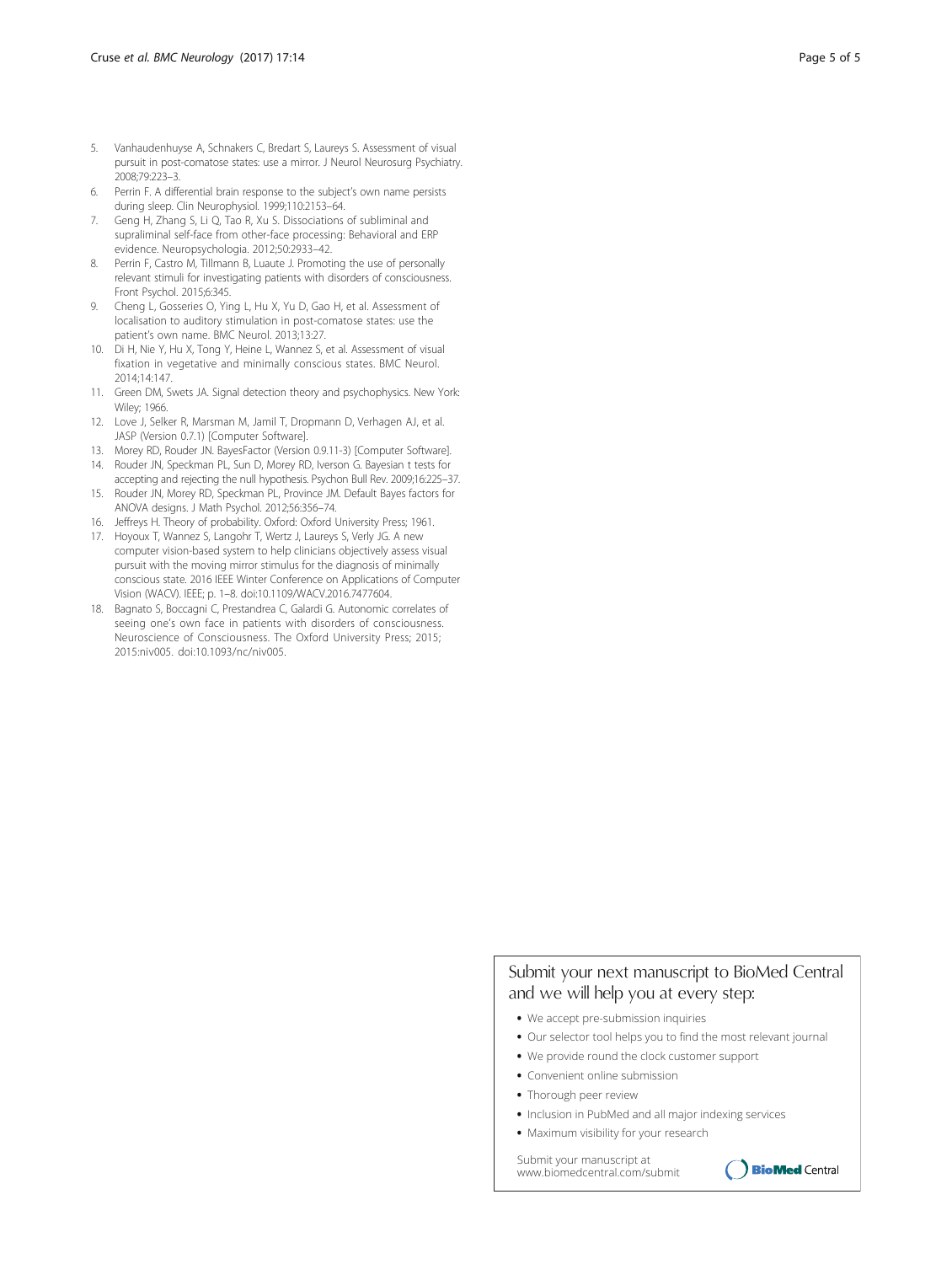5. Vanhaudenhuyse A, Schnakers C, Bredart S, Laureys S. Assessment of visual pursuit in post-comatose states: use a mirror. J Neurol Neurosurg Psychiatry. 2008;79:223–3.
6. Perrin F. A differential brain response to the subject's own name persists during sleep. Clin Neurophysiol. 1999;110:2153–64.
7. Geng H, Zhang S, Li Q, Tao R, Xu S. Dissociations of subliminal and supraliminal self-face from other-face processing: Behavioral and ERP evidence. Neuropsychologia. 2012;50:2933–42.
8. Perrin F, Castro M, Tillmann B, Luaute J. Promoting the use of personally relevant stimuli for investigating patients with disorders of consciousness. Front Psychol. 2015;6:345.
9. Cheng L, Gosseries O, Ying L, Hu X, Yu D, Gao H, et al. Assessment of localisation to auditory stimulation in post-comatose states: use the patient's own name. BMC Neurol. 2013;13:27.
10. Di H, Nie Y, Hu X, Tong Y, Heine L, Wannez S, et al. Assessment of visual fixation in vegetative and minimally conscious states. BMC Neurol. 2014;14:147.
11. Green DM, Swets JA. Signal detection theory and psychophysics. New York: Wiley; 1966.
12. Love J, Selker R, Marsman M, Jamil T, Dropmann D, Verhagen AJ, et al. JASP (Version 0.7.1) [Computer Software].
13. Morey RD, Rouder JN. BayesFactor (Version 0.9.11-3) [Computer Software].
14. Rouder JN, Speckman PL, Sun D, Morey RD, Iverson G. Bayesian t tests for accepting and rejecting the null hypothesis. Psychon Bull Rev. 2009;16:225–37.
15. Rouder JN, Morey RD, Speckman PL, Province JM. Default Bayes factors for ANOVA designs. J Math Psychol. 2012;56:356–74.
16. Jeffreys H. Theory of probability. Oxford: Oxford University Press; 1961.
17. Hoyoux T, Wannez S, Langohr T, Wertz J, Laureys S, Verly JG. A new computer vision-based system to help clinicians objectively assess visual pursuit with the moving mirror stimulus for the diagnosis of minimally conscious state. 2016 IEEE Winter Conference on Applications of Computer Vision (WACV). IEEE; p. 1–8. doi:10.1109/WACV.2016.7477604.
18. Bagnato S, Boccagni C, Prestandrea C, Galardi G. Autonomic correlates of seeing one's own face in patients with disorders of consciousness. Neuroscience of Consciousness. The Oxford University Press; 2015; 2015:niv005. doi:10.1093/nc/niv005.

Submit your next manuscript to BioMed Central and we will help you at every step:

- We accept pre-submission inquiries
- Our selector tool helps you to find the most relevant journal
- We provide round the clock customer support
- Convenient online submission
- Thorough peer review
- Inclusion in PubMed and all major indexing services
- Maximum visibility for your research

Submit your manuscript at
www.biomedcentral.com/submit

BioMed Central